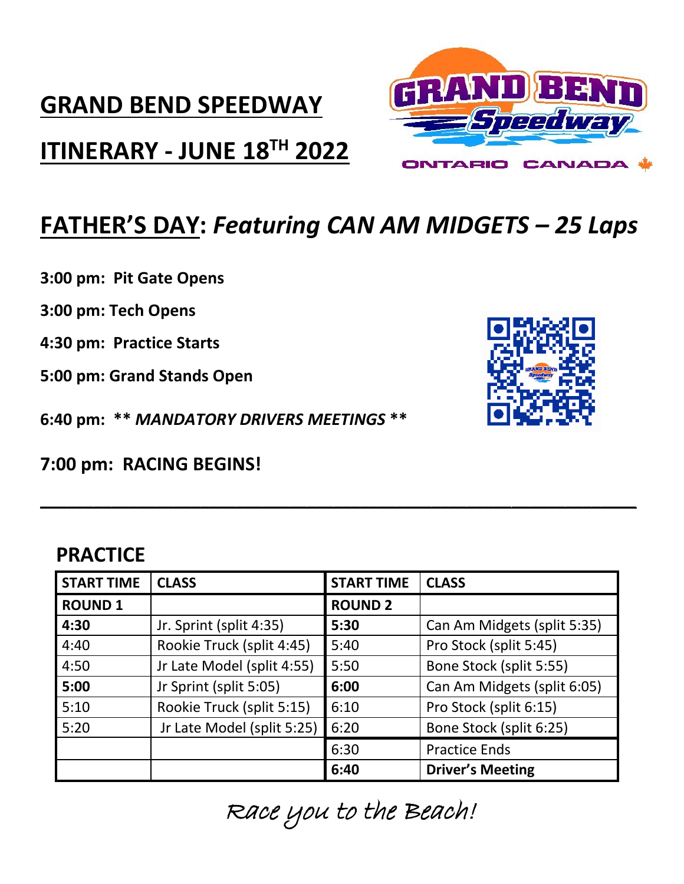# GRAND BEND SPEEDWAY

# ITINERARY - JUNE 18TH 2022

## FATHER'S DAY: *Featuring CAN AM MIDGETS – 25 Laps*

**3:00 pm: Pit Gate Opens**

**3:00 pm: Tech Opens**

**4:30 pm: Practice Starts**

**5:00 pm: Grand Stands Open**

**6:40 pm: ** *MANDATORY DRIVERS MEETINGS* ****

**7:00 pm: RACING BEGINS!**

---

## PRACTICE

| START TIME | CLASS | START TIME | CLASS |
|---|---|---|---|
| **ROUND 1** | | **ROUND 2** | |
| **4:30** | Jr. Sprint (split 4:35) | **5:30** | Can Am Midgets (split 5:35) |
| 4:40 | Rookie Truck (split 4:45) | 5:40 | Pro Stock (split 5:45) |
| 4:50 | Jr Late Model (split 4:55) | 5:50 | Bone Stock (split 5:55) |
| **5:00** | Jr Sprint (split 5:05) | **6:00** | Can Am Midgets (split 6:05) |
| 5:10 | Rookie Truck (split 5:15) | 6:10 | Pro Stock (split 6:15) |
| 5:20 | Jr Late Model (split 5:25) | 6:20 | Bone Stock (split 6:25) |
| | | 6:30 | Practice Ends |
| | | **6:40** | **Driver's Meeting** |

*Race you to the Beach!*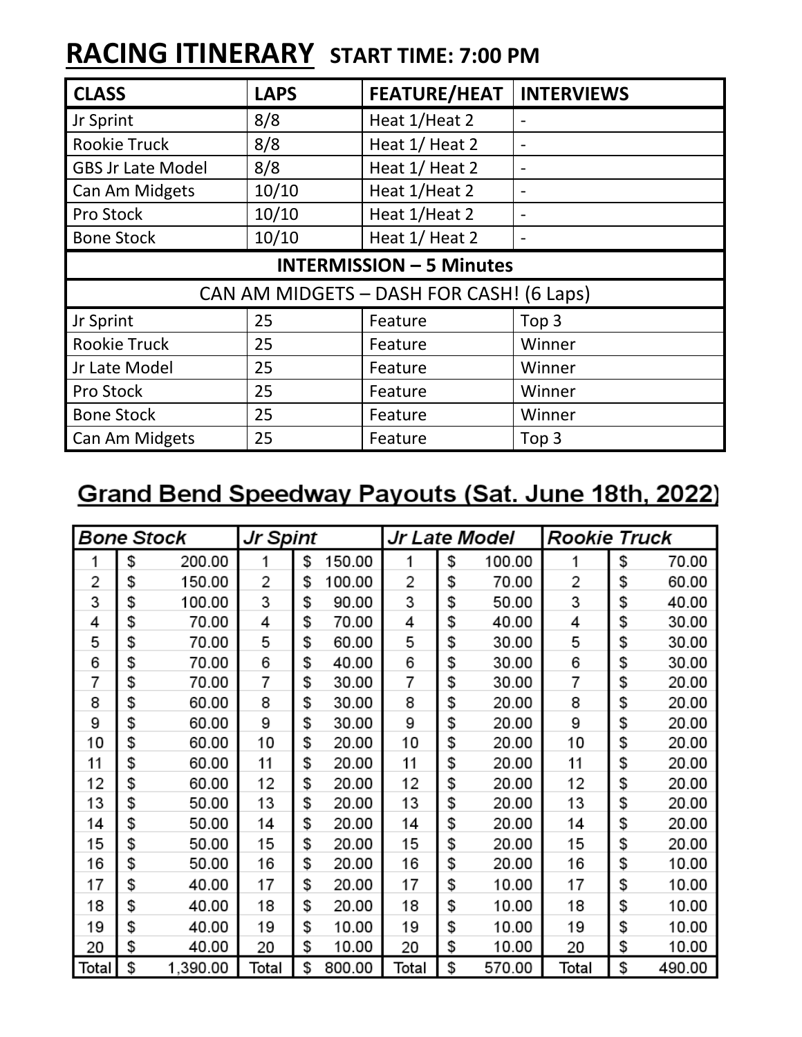# RACING ITINERARY **START TIME: 7:00 PM**

| CLASS | LAPS | FEATURE/HEAT | INTERVIEWS |
|---|---|---|---|
| Jr Sprint | 8/8 | Heat 1/Heat 2 | - |
| Rookie Truck | 8/8 | Heat 1/ Heat 2 | - |
| GBS Jr Late Model | 8/8 | Heat 1/ Heat 2 | - |
| Can Am Midgets | 10/10 | Heat 1/Heat 2 | - |
| Pro Stock | 10/10 | Heat 1/Heat 2 | - |
| Bone Stock | 10/10 | Heat 1/ Heat 2 | - |
| **INTERMISSION – 5 Minutes** | | | |
| CAN AM MIDGETS – DASH FOR CASH! (6 Laps) | | | |
| Jr Sprint | 25 | Feature | Top 3 |
| Rookie Truck | 25 | Feature | Winner |
| Jr Late Model | 25 | Feature | Winner |
| Pro Stock | 25 | Feature | Winner |
| Bone Stock | 25 | Feature | Winner |
| Can Am Midgets | 25 | Feature | Top 3 |

## Grand Bend Speedway Payouts (Sat. June 18th, 2022)

| *Bone Stock* | | *Jr Spint* | | *Jr Late Model* | | *Rookie Truck* | |
|---|---|---|---|---|---|---|---|
| 1 | $ 200.00 | 1 | $ 150.00 | 1 | $ 100.00 | 1 | $ 70.00 |
| 2 | $ 150.00 | 2 | $ 100.00 | 2 | $ 70.00 | 2 | $ 60.00 |
| 3 | $ 100.00 | 3 | $ 90.00 | 3 | $ 50.00 | 3 | $ 40.00 |
| 4 | $ 70.00 | 4 | $ 70.00 | 4 | $ 40.00 | 4 | $ 30.00 |
| 5 | $ 70.00 | 5 | $ 60.00 | 5 | $ 30.00 | 5 | $ 30.00 |
| 6 | $ 70.00 | 6 | $ 40.00 | 6 | $ 30.00 | 6 | $ 30.00 |
| 7 | $ 70.00 | 7 | $ 30.00 | 7 | $ 30.00 | 7 | $ 20.00 |
| 8 | $ 60.00 | 8 | $ 30.00 | 8 | $ 20.00 | 8 | $ 20.00 |
| 9 | $ 60.00 | 9 | $ 30.00 | 9 | $ 20.00 | 9 | $ 20.00 |
| 10 | $ 60.00 | 10 | $ 20.00 | 10 | $ 20.00 | 10 | $ 20.00 |
| 11 | $ 60.00 | 11 | $ 20.00 | 11 | $ 20.00 | 11 | $ 20.00 |
| 12 | $ 60.00 | 12 | $ 20.00 | 12 | $ 20.00 | 12 | $ 20.00 |
| 13 | $ 50.00 | 13 | $ 20.00 | 13 | $ 20.00 | 13 | $ 20.00 |
| 14 | $ 50.00 | 14 | $ 20.00 | 14 | $ 20.00 | 14 | $ 20.00 |
| 15 | $ 50.00 | 15 | $ 20.00 | 15 | $ 20.00 | 15 | $ 20.00 |
| 16 | $ 50.00 | 16 | $ 20.00 | 16 | $ 20.00 | 16 | $ 10.00 |
| 17 | $ 40.00 | 17 | $ 20.00 | 17 | $ 10.00 | 17 | $ 10.00 |
| 18 | $ 40.00 | 18 | $ 20.00 | 18 | $ 10.00 | 18 | $ 10.00 |
| 19 | $ 40.00 | 19 | $ 10.00 | 19 | $ 10.00 | 19 | $ 10.00 |
| 20 | $ 40.00 | 20 | $ 10.00 | 20 | $ 10.00 | 20 | $ 10.00 |
| Total | $ 1,390.00 | Total | $ 800.00 | Total | $ 570.00 | Total | $ 490.00 |